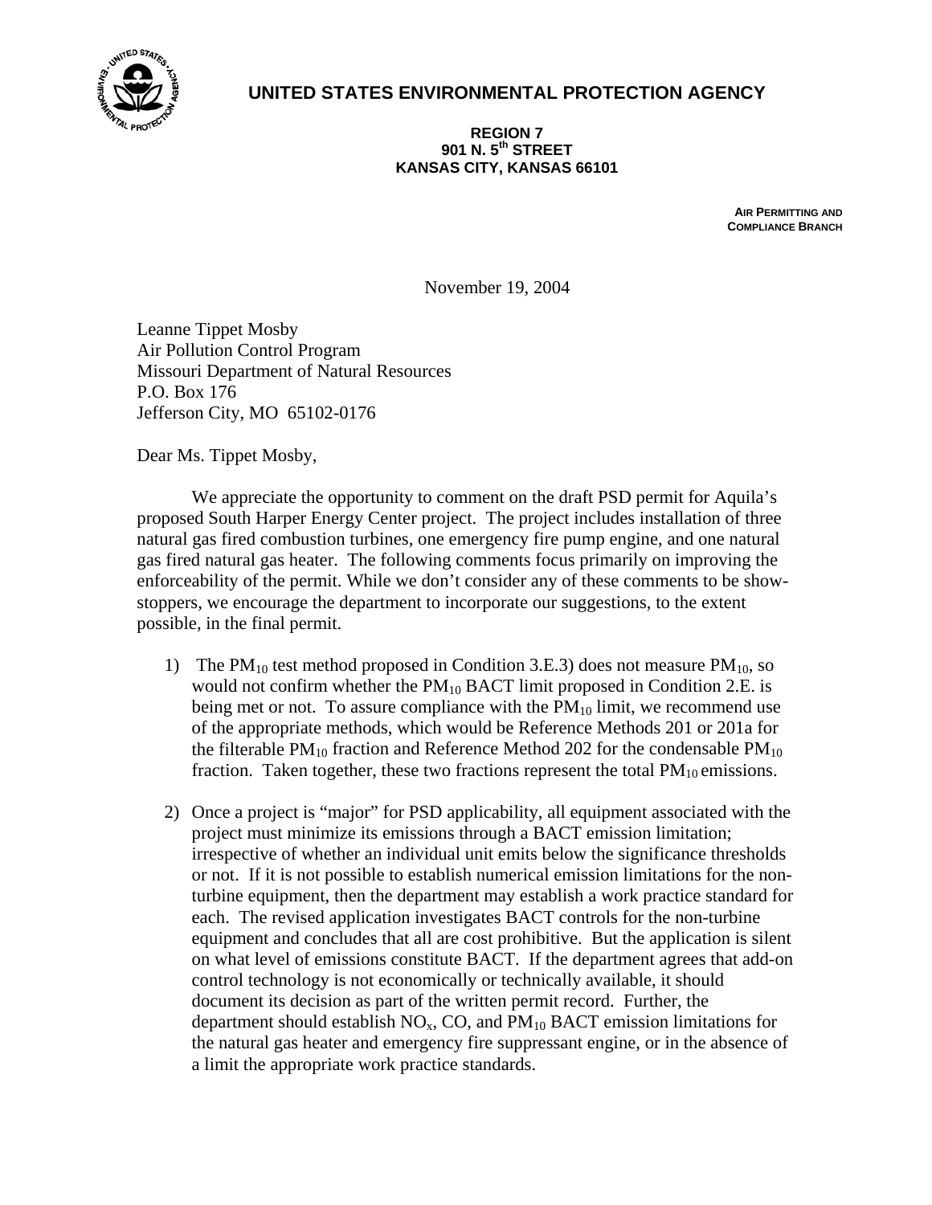# UNITED STATES ENVIRONMENTAL PROTECTION AGENCY

**REGION 7**
**901 N. 5th STREET**
**KANSAS CITY, KANSAS 66101**

**AIR PERMITTING AND COMPLIANCE BRANCH**

November 19, 2004

Leanne Tippet Mosby
Air Pollution Control Program
Missouri Department of Natural Resources
P.O. Box 176
Jefferson City, MO 65102-0176

Dear Ms. Tippet Mosby,

We appreciate the opportunity to comment on the draft PSD permit for Aquila's proposed South Harper Energy Center project. The project includes installation of three natural gas fired combustion turbines, one emergency fire pump engine, and one natural gas fired natural gas heater. The following comments focus primarily on improving the enforceability of the permit. While we don't consider any of these comments to be show-stoppers, we encourage the department to incorporate our suggestions, to the extent possible, in the final permit.

1) The $PM_{10}$ test method proposed in Condition 3.E.3) does not measure $PM_{10}$, so would not confirm whether the $PM_{10}$ BACT limit proposed in Condition 2.E. is being met or not. To assure compliance with the $PM_{10}$ limit, we recommend use of the appropriate methods, which would be Reference Methods 201 or 201a for the filterable $PM_{10}$ fraction and Reference Method 202 for the condensable $PM_{10}$ fraction. Taken together, these two fractions represent the total $PM_{10}$ emissions.

2) Once a project is "major" for PSD applicability, all equipment associated with the project must minimize its emissions through a BACT emission limitation; irrespective of whether an individual unit emits below the significance thresholds or not. If it is not possible to establish numerical emission limitations for the non-turbine equipment, then the department may establish a work practice standard for each. The revised application investigates BACT controls for the non-turbine equipment and concludes that all are cost prohibitive. But the application is silent on what level of emissions constitute BACT. If the department agrees that add-on control technology is not economically or technically available, it should document its decision as part of the written permit record. Further, the department should establish $NO_x$, CO, and $PM_{10}$ BACT emission limitations for the natural gas heater and emergency fire suppressant engine, or in the absence of a limit the appropriate work practice standards.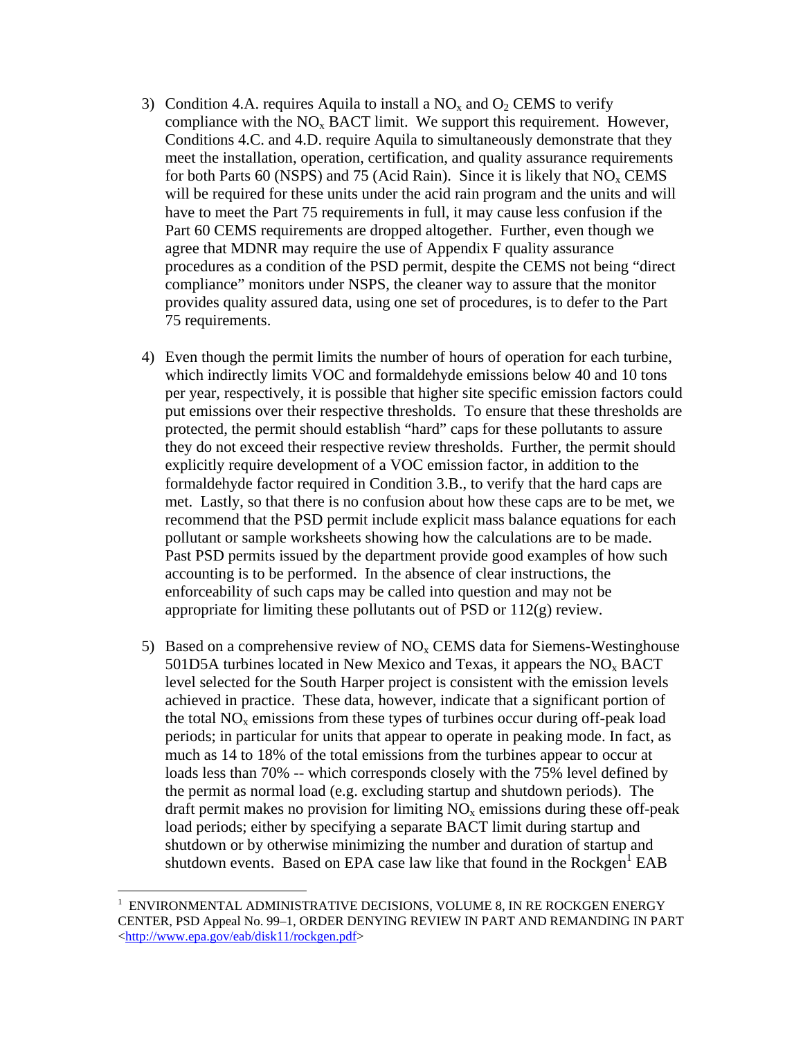3) Condition 4.A. requires Aquila to install a $NO_x$ and $O_2$ CEMS to verify compliance with the $NO_x$ BACT limit. We support this requirement. However, Conditions 4.C. and 4.D. require Aquila to simultaneously demonstrate that they meet the installation, operation, certification, and quality assurance requirements for both Parts 60 (NSPS) and 75 (Acid Rain). Since it is likely that $NO_x$ CEMS will be required for these units under the acid rain program and the units and will have to meet the Part 75 requirements in full, it may cause less confusion if the Part 60 CEMS requirements are dropped altogether. Further, even though we agree that MDNR may require the use of Appendix F quality assurance procedures as a condition of the PSD permit, despite the CEMS not being "direct compliance" monitors under NSPS, the cleaner way to assure that the monitor provides quality assured data, using one set of procedures, is to defer to the Part 75 requirements.

4) Even though the permit limits the number of hours of operation for each turbine, which indirectly limits VOC and formaldehyde emissions below 40 and 10 tons per year, respectively, it is possible that higher site specific emission factors could put emissions over their respective thresholds. To ensure that these thresholds are protected, the permit should establish "hard" caps for these pollutants to assure they do not exceed their respective review thresholds. Further, the permit should explicitly require development of a VOC emission factor, in addition to the formaldehyde factor required in Condition 3.B., to verify that the hard caps are met. Lastly, so that there is no confusion about how these caps are to be met, we recommend that the PSD permit include explicit mass balance equations for each pollutant or sample worksheets showing how the calculations are to be made. Past PSD permits issued by the department provide good examples of how such accounting is to be performed. In the absence of clear instructions, the enforceability of such caps may be called into question and may not be appropriate for limiting these pollutants out of PSD or 112(g) review.

5) Based on a comprehensive review of $NO_x$ CEMS data for Siemens-Westinghouse 501D5A turbines located in New Mexico and Texas, it appears the $NO_x$ BACT level selected for the South Harper project is consistent with the emission levels achieved in practice. These data, however, indicate that a significant portion of the total $NO_x$ emissions from these types of turbines occur during off-peak load periods; in particular for units that appear to operate in peaking mode. In fact, as much as 14 to 18% of the total emissions from the turbines appear to occur at loads less than 70% -- which corresponds closely with the 75% level defined by the permit as normal load (e.g. excluding startup and shutdown periods). The draft permit makes no provision for limiting $NO_x$ emissions during these off-peak load periods; either by specifying a separate BACT limit during startup and shutdown or by otherwise minimizing the number and duration of startup and shutdown events. Based on EPA case law like that found in the Rockgen[1] EAB

[1] ENVIRONMENTAL ADMINISTRATIVE DECISIONS, VOLUME 8, IN RE ROCKGEN ENERGY CENTER, PSD Appeal No. 99–1, ORDER DENYING REVIEW IN PART AND REMANDING IN PART <http://www.epa.gov/eab/disk11/rockgen.pdf>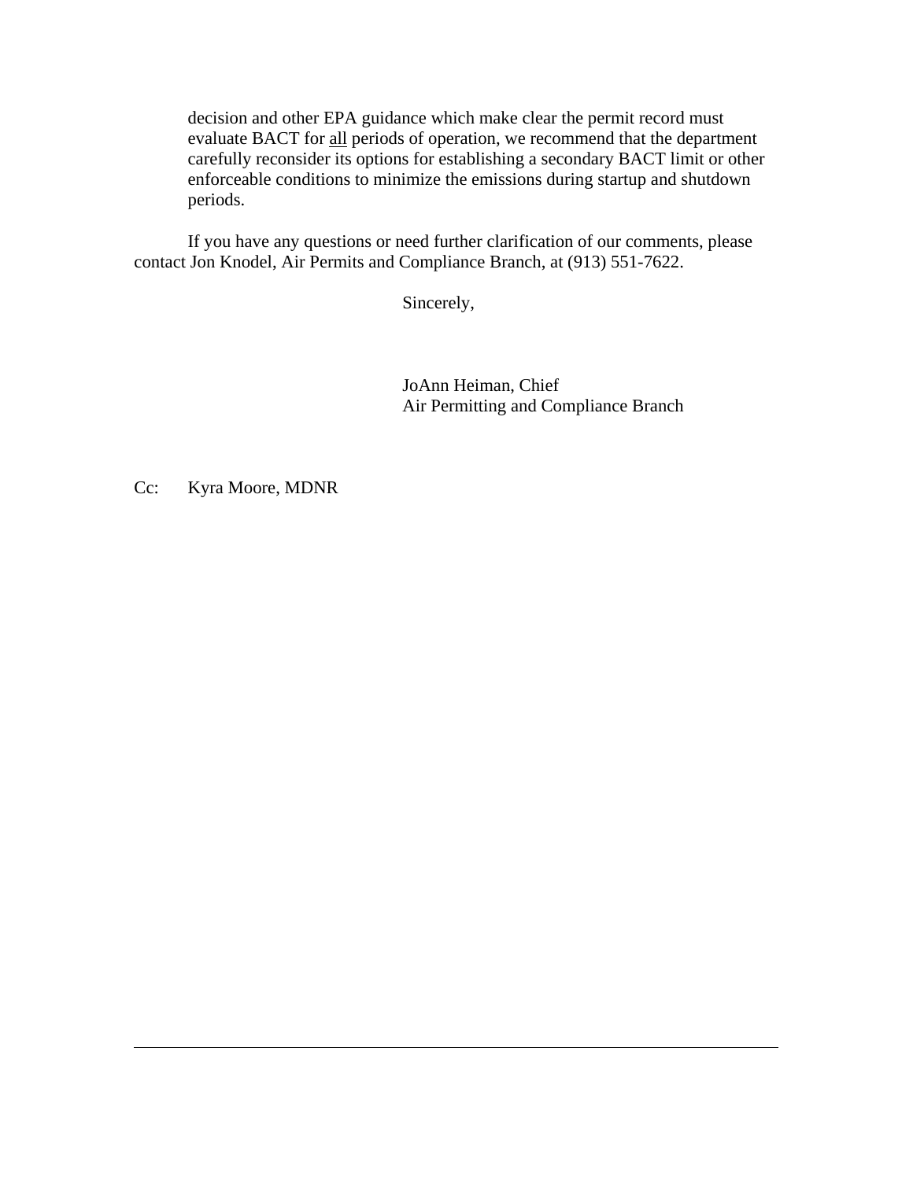decision and other EPA guidance which make clear the permit record must evaluate BACT for <u>all</u> periods of operation, we recommend that the department carefully reconsider its options for establishing a secondary BACT limit or other enforceable conditions to minimize the emissions during startup and shutdown periods.

If you have any questions or need further clarification of our comments, please contact Jon Knodel, Air Permits and Compliance Branch, at (913) 551-7622.

Sincerely,

JoAnn Heiman, Chief
Air Permitting and Compliance Branch

Cc: Kyra Moore, MDNR